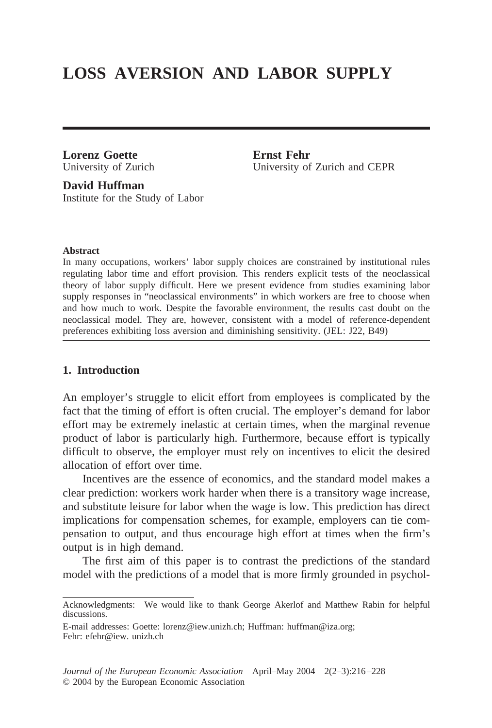# LOSS AVERSION AND LABOR SUPPLY

**Lorenz Goette**
University of Zurich

**Ernst Fehr**
University of Zurich and CEPR

**David Huffman**
Institute for the Study of Labor

**Abstract**

In many occupations, workers' labor supply choices are constrained by institutional rules regulating labor time and effort provision. This renders explicit tests of the neoclassical theory of labor supply difficult. Here we present evidence from studies examining labor supply responses in "neoclassical environments" in which workers are free to choose when and how much to work. Despite the favorable environment, the results cast doubt on the neoclassical model. They are, however, consistent with a model of reference-dependent preferences exhibiting loss aversion and diminishing sensitivity. (JEL: J22, B49)

## 1. Introduction

An employer's struggle to elicit effort from employees is complicated by the fact that the timing of effort is often crucial. The employer's demand for labor effort may be extremely inelastic at certain times, when the marginal revenue product of labor is particularly high. Furthermore, because effort is typically difficult to observe, the employer must rely on incentives to elicit the desired allocation of effort over time.

Incentives are the essence of economics, and the standard model makes a clear prediction: workers work harder when there is a transitory wage increase, and substitute leisure for labor when the wage is low. This prediction has direct implications for compensation schemes, for example, employers can tie compensation to output, and thus encourage high effort at times when the firm's output is in high demand.

The first aim of this paper is to contrast the predictions of the standard model with the predictions of a model that is more firmly grounded in psychol-

---

Acknowledgments: We would like to thank George Akerlof and Matthew Rabin for helpful discussions.

E-mail addresses: Goette: lorenz@iew.unizh.ch; Huffman: huffman@iza.org; Fehr: efehr@iew. unizh.ch

*Journal of the European Economic Association* April–May 2004 2(2–3):216–228
© 2004 by the European Economic Association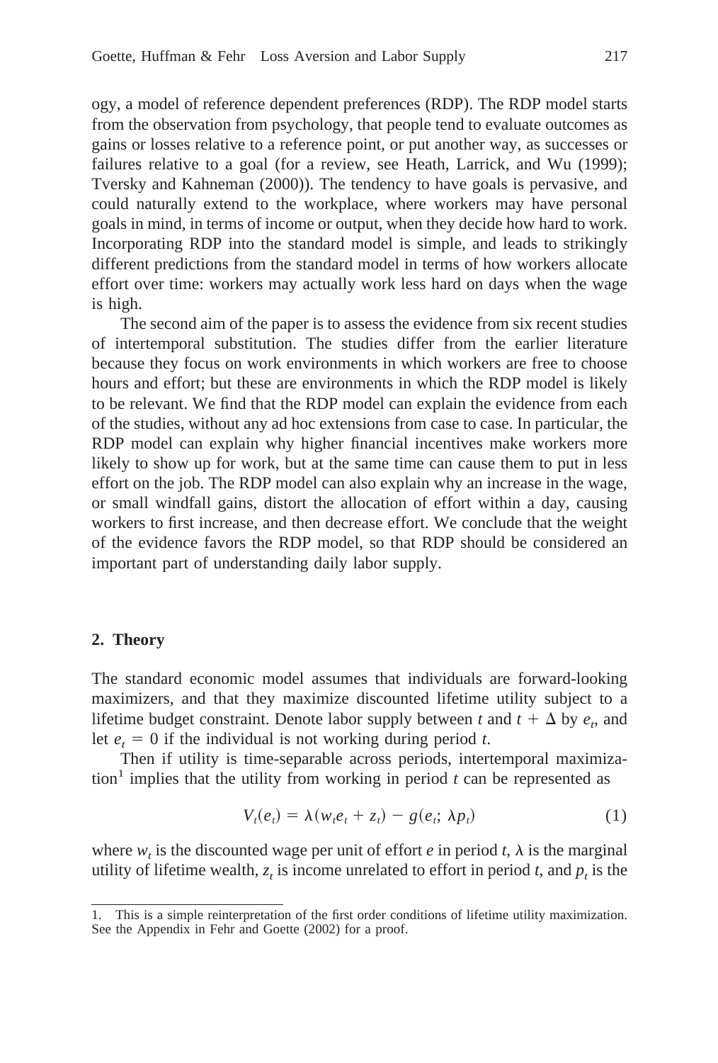ogy, a model of reference dependent preferences (RDP). The RDP model starts from the observation from psychology, that people tend to evaluate outcomes as gains or losses relative to a reference point, or put another way, as successes or failures relative to a goal (for a review, see Heath, Larrick, and Wu (1999); Tversky and Kahneman (2000)). The tendency to have goals is pervasive, and could naturally extend to the workplace, where workers may have personal goals in mind, in terms of income or output, when they decide how hard to work. Incorporating RDP into the standard model is simple, and leads to strikingly different predictions from the standard model in terms of how workers allocate effort over time: workers may actually work less hard on days when the wage is high.

The second aim of the paper is to assess the evidence from six recent studies of intertemporal substitution. The studies differ from the earlier literature because they focus on work environments in which workers are free to choose hours and effort; but these are environments in which the RDP model is likely to be relevant. We find that the RDP model can explain the evidence from each of the studies, without any ad hoc extensions from case to case. In particular, the RDP model can explain why higher financial incentives make workers more likely to show up for work, but at the same time can cause them to put in less effort on the job. The RDP model can also explain why an increase in the wage, or small windfall gains, distort the allocation of effort within a day, causing workers to first increase, and then decrease effort. We conclude that the weight of the evidence favors the RDP model, so that RDP should be considered an important part of understanding daily labor supply.

## 2. Theory

The standard economic model assumes that individuals are forward-looking maximizers, and that they maximize discounted lifetime utility subject to a lifetime budget constraint. Denote labor supply between $t$ and $t + \Delta$ by $e_t$, and let $e_t = 0$ if the individual is not working during period $t$.

Then if utility is time-separable across periods, intertemporal maximization[1] implies that the utility from working in period $t$ can be represented as

$$V_t(e_t) = \lambda(w_t e_t + z_t) - g(e_t; \lambda p_t) \tag{1}$$

where $w_t$ is the discounted wage per unit of effort $e$ in period $t$, $\lambda$ is the marginal utility of lifetime wealth, $z_t$ is income unrelated to effort in period $t$, and $p_t$ is the

1. This is a simple reinterpretation of the first order conditions of lifetime utility maximization. See the Appendix in Fehr and Goette (2002) for a proof.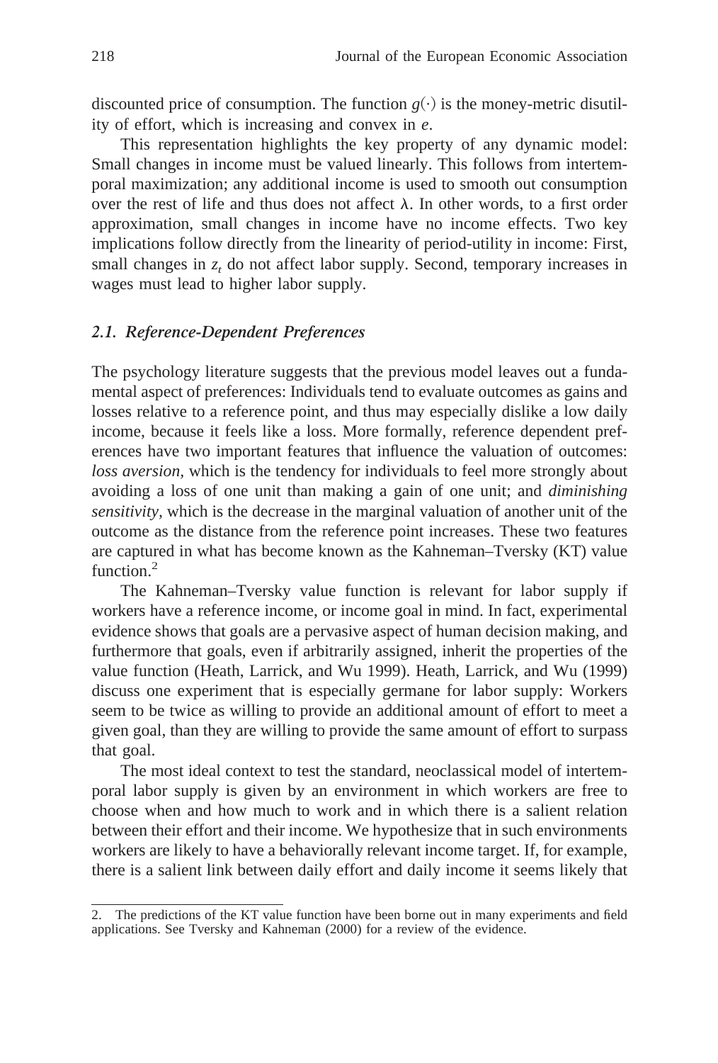discounted price of consumption. The function $g(\cdot)$ is the money-metric disutility of effort, which is increasing and convex in $e$.

This representation highlights the key property of any dynamic model: Small changes in income must be valued linearly. This follows from intertemporal maximization; any additional income is used to smooth out consumption over the rest of life and thus does not affect $\lambda$. In other words, to a first order approximation, small changes in income have no income effects. Two key implications follow directly from the linearity of period-utility in income: First, small changes in $z_t$ do not affect labor supply. Second, temporary increases in wages must lead to higher labor supply.

### *2.1. Reference-Dependent Preferences*

The psychology literature suggests that the previous model leaves out a fundamental aspect of preferences: Individuals tend to evaluate outcomes as gains and losses relative to a reference point, and thus may especially dislike a low daily income, because it feels like a loss. More formally, reference dependent preferences have two important features that influence the valuation of outcomes: *loss aversion*, which is the tendency for individuals to feel more strongly about avoiding a loss of one unit than making a gain of one unit; and *diminishing sensitivity*, which is the decrease in the marginal valuation of another unit of the outcome as the distance from the reference point increases. These two features are captured in what has become known as the Kahneman–Tversky (KT) value function.[2]

The Kahneman–Tversky value function is relevant for labor supply if workers have a reference income, or income goal in mind. In fact, experimental evidence shows that goals are a pervasive aspect of human decision making, and furthermore that goals, even if arbitrarily assigned, inherit the properties of the value function (Heath, Larrick, and Wu 1999). Heath, Larrick, and Wu (1999) discuss one experiment that is especially germane for labor supply: Workers seem to be twice as willing to provide an additional amount of effort to meet a given goal, than they are willing to provide the same amount of effort to surpass that goal.

The most ideal context to test the standard, neoclassical model of intertemporal labor supply is given by an environment in which workers are free to choose when and how much to work and in which there is a salient relation between their effort and their income. We hypothesize that in such environments workers are likely to have a behaviorally relevant income target. If, for example, there is a salient link between daily effort and daily income it seems likely that

2. The predictions of the KT value function have been borne out in many experiments and field applications. See Tversky and Kahneman (2000) for a review of the evidence.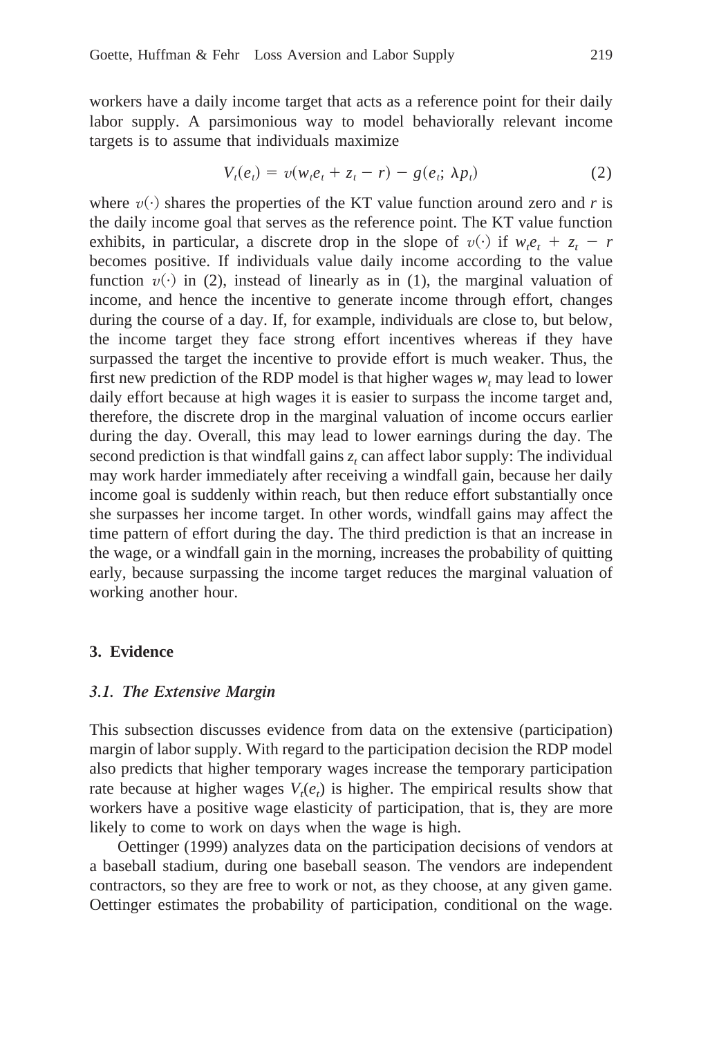workers have a daily income target that acts as a reference point for their daily labor supply. A parsimonious way to model behaviorally relevant income targets is to assume that individuals maximize

$$V_t(e_t) = v(w_t e_t + z_t - r) - g(e_t; \lambda p_t) \tag{2}$$

where $v(\cdot)$ shares the properties of the KT value function around zero and $r$ is the daily income goal that serves as the reference point. The KT value function exhibits, in particular, a discrete drop in the slope of $v(\cdot)$ if $w_t e_t + z_t - r$ becomes positive. If individuals value daily income according to the value function $v(\cdot)$ in (2), instead of linearly as in (1), the marginal valuation of income, and hence the incentive to generate income through effort, changes during the course of a day. If, for example, individuals are close to, but below, the income target they face strong effort incentives whereas if they have surpassed the target the incentive to provide effort is much weaker. Thus, the first new prediction of the RDP model is that higher wages $w_t$ may lead to lower daily effort because at high wages it is easier to surpass the income target and, therefore, the discrete drop in the marginal valuation of income occurs earlier during the day. Overall, this may lead to lower earnings during the day. The second prediction is that windfall gains $z_t$ can affect labor supply: The individual may work harder immediately after receiving a windfall gain, because her daily income goal is suddenly within reach, but then reduce effort substantially once she surpasses her income target. In other words, windfall gains may affect the time pattern of effort during the day. The third prediction is that an increase in the wage, or a windfall gain in the morning, increases the probability of quitting early, because surpassing the income target reduces the marginal valuation of working another hour.

## 3. Evidence

### *3.1. The Extensive Margin*

This subsection discusses evidence from data on the extensive (participation) margin of labor supply. With regard to the participation decision the RDP model also predicts that higher temporary wages increase the temporary participation rate because at higher wages $V_t(e_t)$ is higher. The empirical results show that workers have a positive wage elasticity of participation, that is, they are more likely to come to work on days when the wage is high.

Oettinger (1999) analyzes data on the participation decisions of vendors at a baseball stadium, during one baseball season. The vendors are independent contractors, so they are free to work or not, as they choose, at any given game. Oettinger estimates the probability of participation, conditional on the wage.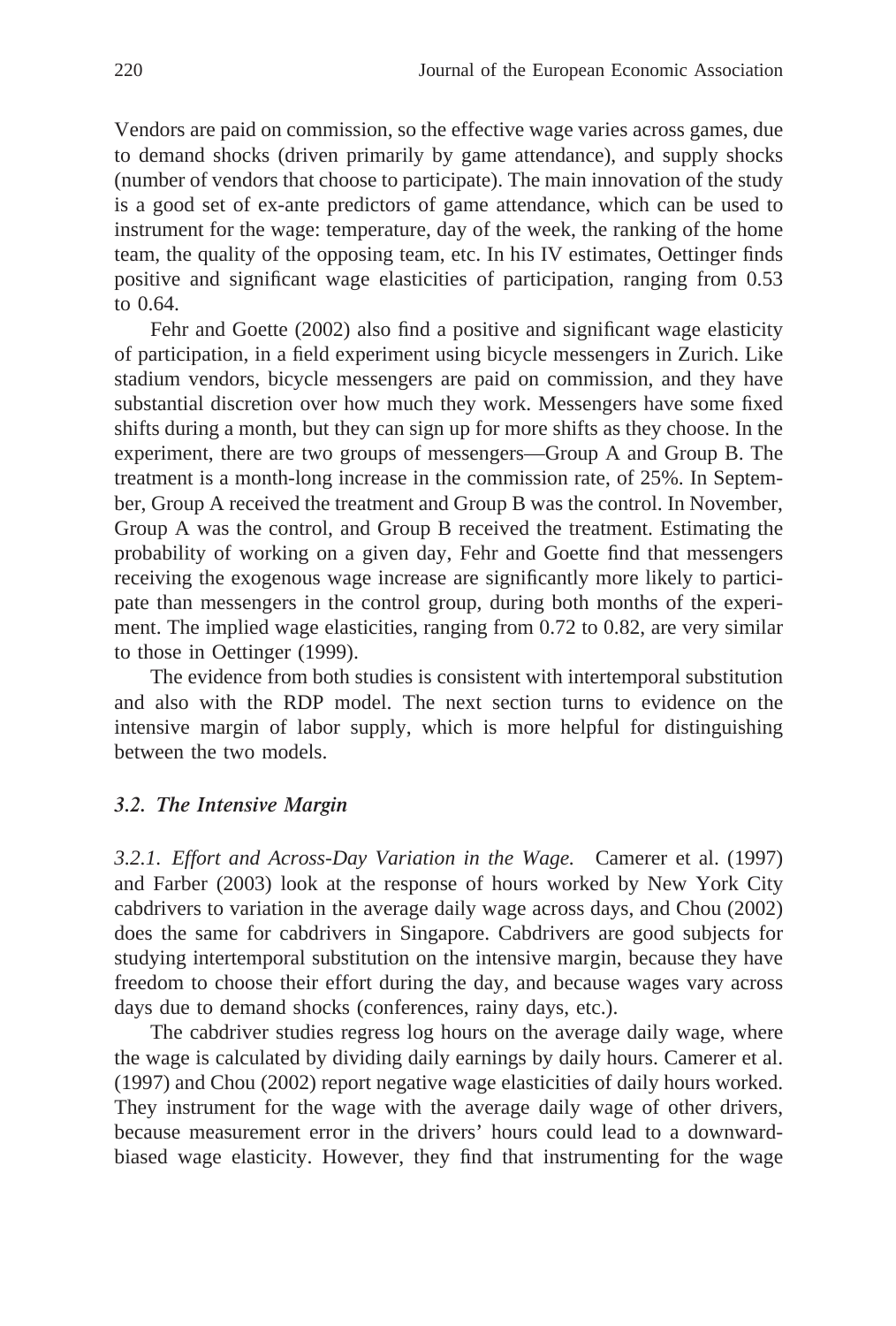Vendors are paid on commission, so the effective wage varies across games, due to demand shocks (driven primarily by game attendance), and supply shocks (number of vendors that choose to participate). The main innovation of the study is a good set of ex-ante predictors of game attendance, which can be used to instrument for the wage: temperature, day of the week, the ranking of the home team, the quality of the opposing team, etc. In his IV estimates, Oettinger finds positive and significant wage elasticities of participation, ranging from 0.53 to 0.64.

Fehr and Goette (2002) also find a positive and significant wage elasticity of participation, in a field experiment using bicycle messengers in Zurich. Like stadium vendors, bicycle messengers are paid on commission, and they have substantial discretion over how much they work. Messengers have some fixed shifts during a month, but they can sign up for more shifts as they choose. In the experiment, there are two groups of messengers—Group A and Group B. The treatment is a month-long increase in the commission rate, of 25%. In September, Group A received the treatment and Group B was the control. In November, Group A was the control, and Group B received the treatment. Estimating the probability of working on a given day, Fehr and Goette find that messengers receiving the exogenous wage increase are significantly more likely to participate than messengers in the control group, during both months of the experiment. The implied wage elasticities, ranging from 0.72 to 0.82, are very similar to those in Oettinger (1999).

The evidence from both studies is consistent with intertemporal substitution and also with the RDP model. The next section turns to evidence on the intensive margin of labor supply, which is more helpful for distinguishing between the two models.

### *3.2. The Intensive Margin*

*3.2.1. Effort and Across-Day Variation in the Wage.* Camerer et al. (1997) and Farber (2003) look at the response of hours worked by New York City cabdrivers to variation in the average daily wage across days, and Chou (2002) does the same for cabdrivers in Singapore. Cabdrivers are good subjects for studying intertemporal substitution on the intensive margin, because they have freedom to choose their effort during the day, and because wages vary across days due to demand shocks (conferences, rainy days, etc.).

The cabdriver studies regress log hours on the average daily wage, where the wage is calculated by dividing daily earnings by daily hours. Camerer et al. (1997) and Chou (2002) report negative wage elasticities of daily hours worked. They instrument for the wage with the average daily wage of other drivers, because measurement error in the drivers' hours could lead to a downward-biased wage elasticity. However, they find that instrumenting for the wage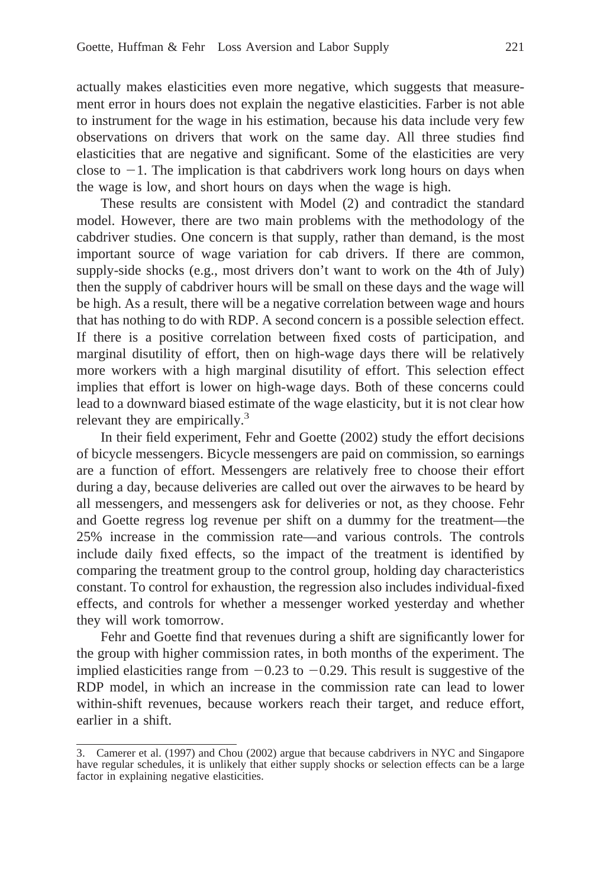actually makes elasticities even more negative, which suggests that measurement error in hours does not explain the negative elasticities. Farber is not able to instrument for the wage in his estimation, because his data include very few observations on drivers that work on the same day. All three studies find elasticities that are negative and significant. Some of the elasticities are very close to $-1$. The implication is that cabdrivers work long hours on days when the wage is low, and short hours on days when the wage is high.

These results are consistent with Model (2) and contradict the standard model. However, there are two main problems with the methodology of the cabdriver studies. One concern is that supply, rather than demand, is the most important source of wage variation for cab drivers. If there are common, supply-side shocks (e.g., most drivers don't want to work on the 4th of July) then the supply of cabdriver hours will be small on these days and the wage will be high. As a result, there will be a negative correlation between wage and hours that has nothing to do with RDP. A second concern is a possible selection effect. If there is a positive correlation between fixed costs of participation, and marginal disutility of effort, then on high-wage days there will be relatively more workers with a high marginal disutility of effort. This selection effect implies that effort is lower on high-wage days. Both of these concerns could lead to a downward biased estimate of the wage elasticity, but it is not clear how relevant they are empirically.[3]

In their field experiment, Fehr and Goette (2002) study the effort decisions of bicycle messengers. Bicycle messengers are paid on commission, so earnings are a function of effort. Messengers are relatively free to choose their effort during a day, because deliveries are called out over the airwaves to be heard by all messengers, and messengers ask for deliveries or not, as they choose. Fehr and Goette regress log revenue per shift on a dummy for the treatment—the 25% increase in the commission rate—and various controls. The controls include daily fixed effects, so the impact of the treatment is identified by comparing the treatment group to the control group, holding day characteristics constant. To control for exhaustion, the regression also includes individual-fixed effects, and controls for whether a messenger worked yesterday and whether they will work tomorrow.

Fehr and Goette find that revenues during a shift are significantly lower for the group with higher commission rates, in both months of the experiment. The implied elasticities range from $-0.23$ to $-0.29$. This result is suggestive of the RDP model, in which an increase in the commission rate can lead to lower within-shift revenues, because workers reach their target, and reduce effort, earlier in a shift.

---

3. Camerer et al. (1997) and Chou (2002) argue that because cabdrivers in NYC and Singapore have regular schedules, it is unlikely that either supply shocks or selection effects can be a large factor in explaining negative elasticities.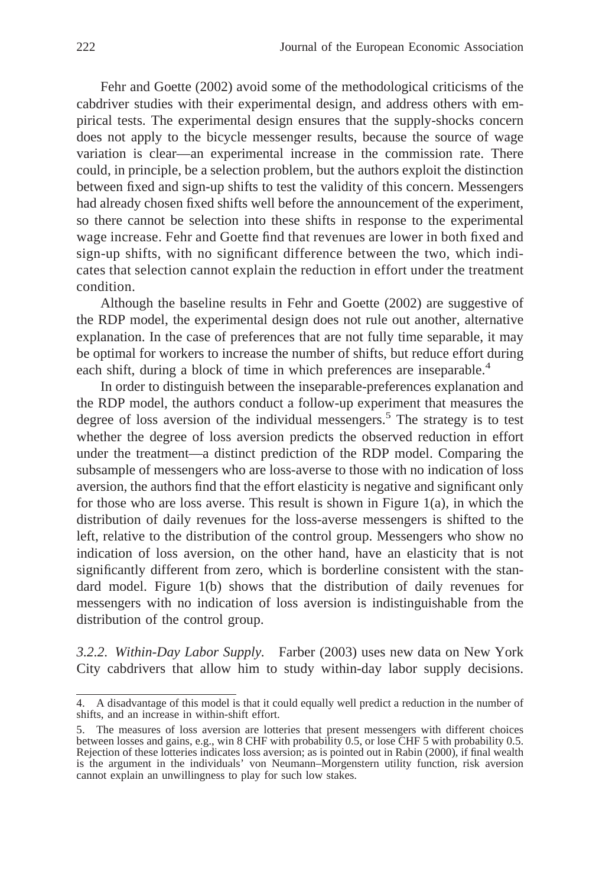Fehr and Goette (2002) avoid some of the methodological criticisms of the cabdriver studies with their experimental design, and address others with empirical tests. The experimental design ensures that the supply-shocks concern does not apply to the bicycle messenger results, because the source of wage variation is clear—an experimental increase in the commission rate. There could, in principle, be a selection problem, but the authors exploit the distinction between fixed and sign-up shifts to test the validity of this concern. Messengers had already chosen fixed shifts well before the announcement of the experiment, so there cannot be selection into these shifts in response to the experimental wage increase. Fehr and Goette find that revenues are lower in both fixed and sign-up shifts, with no significant difference between the two, which indicates that selection cannot explain the reduction in effort under the treatment condition.

Although the baseline results in Fehr and Goette (2002) are suggestive of the RDP model, the experimental design does not rule out another, alternative explanation. In the case of preferences that are not fully time separable, it may be optimal for workers to increase the number of shifts, but reduce effort during each shift, during a block of time in which preferences are inseparable.[4]

In order to distinguish between the inseparable-preferences explanation and the RDP model, the authors conduct a follow-up experiment that measures the degree of loss aversion of the individual messengers.[5] The strategy is to test whether the degree of loss aversion predicts the observed reduction in effort under the treatment—a distinct prediction of the RDP model. Comparing the subsample of messengers who are loss-averse to those with no indication of loss aversion, the authors find that the effort elasticity is negative and significant only for those who are loss averse. This result is shown in Figure 1(a), in which the distribution of daily revenues for the loss-averse messengers is shifted to the left, relative to the distribution of the control group. Messengers who show no indication of loss aversion, on the other hand, have an elasticity that is not significantly different from zero, which is borderline consistent with the standard model. Figure 1(b) shows that the distribution of daily revenues for messengers with no indication of loss aversion is indistinguishable from the distribution of the control group.

*3.2.2. Within-Day Labor Supply.* Farber (2003) uses new data on New York City cabdrivers that allow him to study within-day labor supply decisions.

---

4. A disadvantage of this model is that it could equally well predict a reduction in the number of shifts, and an increase in within-shift effort.

5. The measures of loss aversion are lotteries that present messengers with different choices between losses and gains, e.g., win 8 CHF with probability 0.5, or lose CHF 5 with probability 0.5. Rejection of these lotteries indicates loss aversion; as is pointed out in Rabin (2000), if final wealth is the argument in the individuals' von Neumann–Morgenstern utility function, risk aversion cannot explain an unwillingness to play for such low stakes.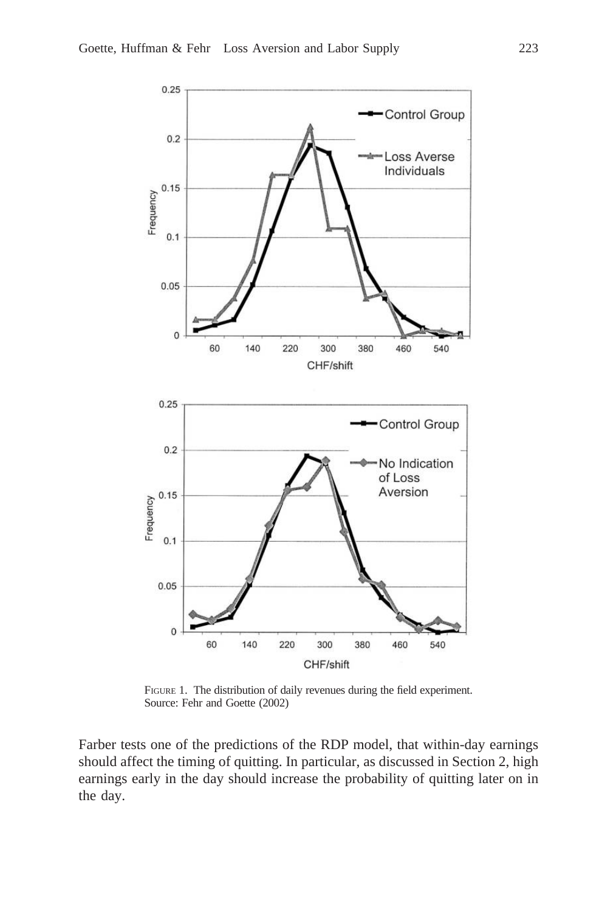FIGURE 1. The distribution of daily revenues during the field experiment. Source: Fehr and Goette (2002)

Farber tests one of the predictions of the RDP model, that within-day earnings should affect the timing of quitting. In particular, as discussed in Section 2, high earnings early in the day should increase the probability of quitting later on in the day.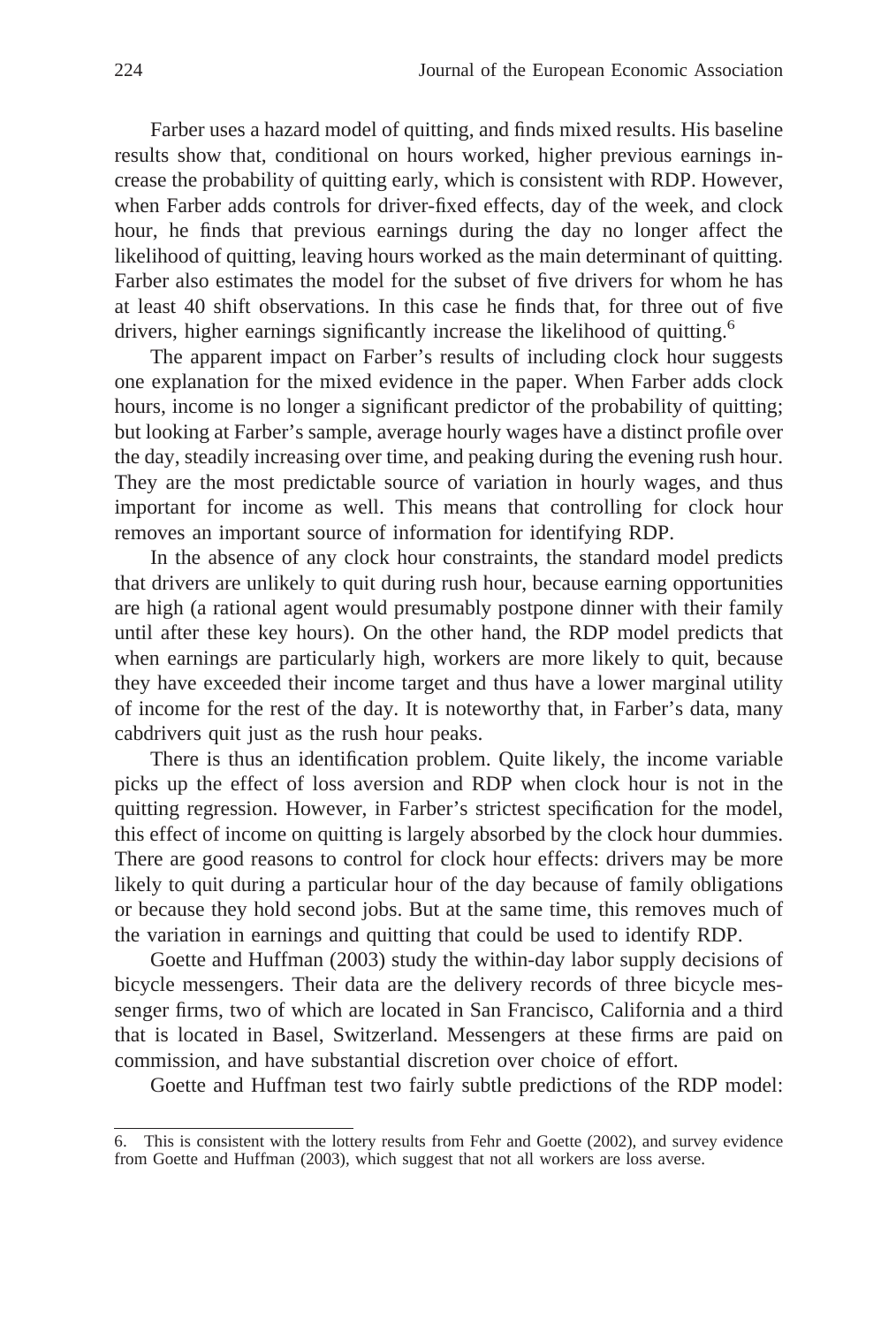Farber uses a hazard model of quitting, and finds mixed results. His baseline results show that, conditional on hours worked, higher previous earnings increase the probability of quitting early, which is consistent with RDP. However, when Farber adds controls for driver-fixed effects, day of the week, and clock hour, he finds that previous earnings during the day no longer affect the likelihood of quitting, leaving hours worked as the main determinant of quitting. Farber also estimates the model for the subset of five drivers for whom he has at least 40 shift observations. In this case he finds that, for three out of five drivers, higher earnings significantly increase the likelihood of quitting.[6]

The apparent impact on Farber's results of including clock hour suggests one explanation for the mixed evidence in the paper. When Farber adds clock hours, income is no longer a significant predictor of the probability of quitting; but looking at Farber's sample, average hourly wages have a distinct profile over the day, steadily increasing over time, and peaking during the evening rush hour. They are the most predictable source of variation in hourly wages, and thus important for income as well. This means that controlling for clock hour removes an important source of information for identifying RDP.

In the absence of any clock hour constraints, the standard model predicts that drivers are unlikely to quit during rush hour, because earning opportunities are high (a rational agent would presumably postpone dinner with their family until after these key hours). On the other hand, the RDP model predicts that when earnings are particularly high, workers are more likely to quit, because they have exceeded their income target and thus have a lower marginal utility of income for the rest of the day. It is noteworthy that, in Farber's data, many cabdrivers quit just as the rush hour peaks.

There is thus an identification problem. Quite likely, the income variable picks up the effect of loss aversion and RDP when clock hour is not in the quitting regression. However, in Farber's strictest specification for the model, this effect of income on quitting is largely absorbed by the clock hour dummies. There are good reasons to control for clock hour effects: drivers may be more likely to quit during a particular hour of the day because of family obligations or because they hold second jobs. But at the same time, this removes much of the variation in earnings and quitting that could be used to identify RDP.

Goette and Huffman (2003) study the within-day labor supply decisions of bicycle messengers. Their data are the delivery records of three bicycle messenger firms, two of which are located in San Francisco, California and a third that is located in Basel, Switzerland. Messengers at these firms are paid on commission, and have substantial discretion over choice of effort.

Goette and Huffman test two fairly subtle predictions of the RDP model:

---

6. This is consistent with the lottery results from Fehr and Goette (2002), and survey evidence from Goette and Huffman (2003), which suggest that not all workers are loss averse.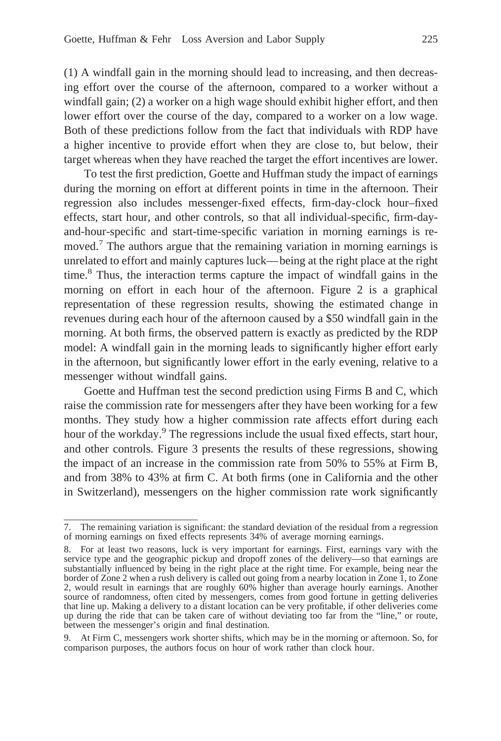(1) A windfall gain in the morning should lead to increasing, and then decreasing effort over the course of the afternoon, compared to a worker without a windfall gain; (2) a worker on a high wage should exhibit higher effort, and then lower effort over the course of the day, compared to a worker on a low wage. Both of these predictions follow from the fact that individuals with RDP have a higher incentive to provide effort when they are close to, but below, their target whereas when they have reached the target the effort incentives are lower.

To test the first prediction, Goette and Huffman study the impact of earnings during the morning on effort at different points in time in the afternoon. Their regression also includes messenger-fixed effects, firm-day-clock hour–fixed effects, start hour, and other controls, so that all individual-specific, firm-day-and-hour-specific and start-time-specific variation in morning earnings is removed.[7] The authors argue that the remaining variation in morning earnings is unrelated to effort and mainly captures luck—being at the right place at the right time.[8] Thus, the interaction terms capture the impact of windfall gains in the morning on effort in each hour of the afternoon. Figure 2 is a graphical representation of these regression results, showing the estimated change in revenues during each hour of the afternoon caused by a $50 windfall gain in the morning. At both firms, the observed pattern is exactly as predicted by the RDP model: A windfall gain in the morning leads to significantly higher effort early in the afternoon, but significantly lower effort in the early evening, relative to a messenger without windfall gains.

Goette and Huffman test the second prediction using Firms B and C, which raise the commission rate for messengers after they have been working for a few months. They study how a higher commission rate affects effort during each hour of the workday.[9] The regressions include the usual fixed effects, start hour, and other controls. Figure 3 presents the results of these regressions, showing the impact of an increase in the commission rate from 50% to 55% at Firm B, and from 38% to 43% at firm C. At both firms (one in California and the other in Switzerland), messengers on the higher commission rate work significantly

---

7. The remaining variation is significant: the standard deviation of the residual from a regression of morning earnings on fixed effects represents 34% of average morning earnings.

8. For at least two reasons, luck is very important for earnings. First, earnings vary with the service type and the geographic pickup and dropoff zones of the delivery—so that earnings are substantially influenced by being in the right place at the right time. For example, being near the border of Zone 2 when a rush delivery is called out going from a nearby location in Zone 1, to Zone 2, would result in earnings that are roughly 60% higher than average hourly earnings. Another source of randomness, often cited by messengers, comes from good fortune in getting deliveries that line up. Making a delivery to a distant location can be very profitable, if other deliveries come up during the ride that can be taken care of without deviating too far from the "line," or route, between the messenger's origin and final destination.

9. At Firm C, messengers work shorter shifts, which may be in the morning or afternoon. So, for comparison purposes, the authors focus on hour of work rather than clock hour.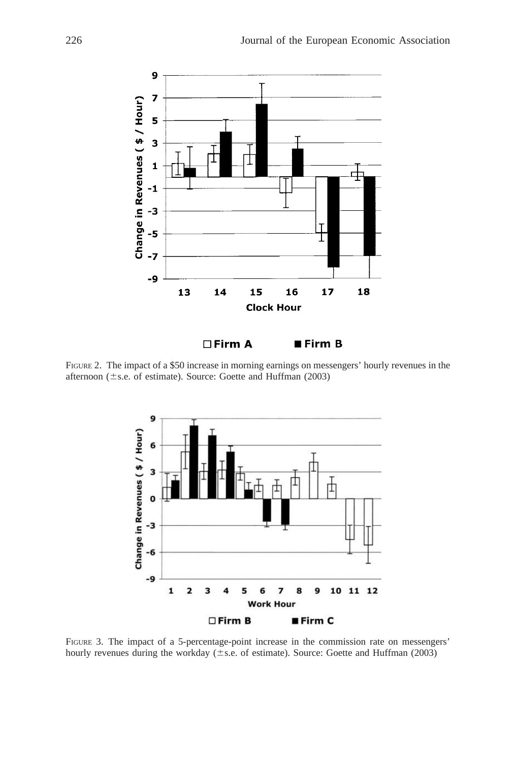FIGURE 2. The impact of a $50 increase in morning earnings on messengers' hourly revenues in the afternoon (±s.e. of estimate). Source: Goette and Huffman (2003)

FIGURE 3. The impact of a 5-percentage-point increase in the commission rate on messengers' hourly revenues during the workday (±s.e. of estimate). Source: Goette and Huffman (2003)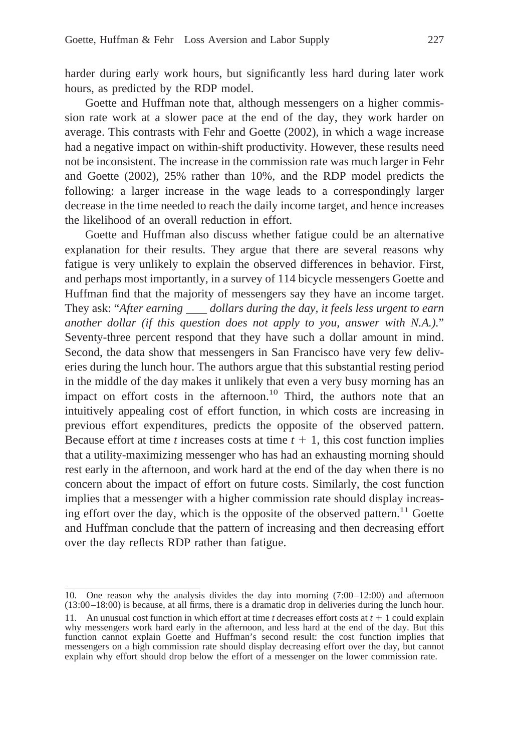harder during early work hours, but significantly less hard during later work hours, as predicted by the RDP model.

Goette and Huffman note that, although messengers on a higher commission rate work at a slower pace at the end of the day, they work harder on average. This contrasts with Fehr and Goette (2002), in which a wage increase had a negative impact on within-shift productivity. However, these results need not be inconsistent. The increase in the commission rate was much larger in Fehr and Goette (2002), 25% rather than 10%, and the RDP model predicts the following: a larger increase in the wage leads to a correspondingly larger decrease in the time needed to reach the daily income target, and hence increases the likelihood of an overall reduction in effort.

Goette and Huffman also discuss whether fatigue could be an alternative explanation for their results. They argue that there are several reasons why fatigue is very unlikely to explain the observed differences in behavior. First, and perhaps most importantly, in a survey of 114 bicycle messengers Goette and Huffman find that the majority of messengers say they have an income target. They ask: "*After earning \_\_\_ dollars during the day, it feels less urgent to earn another dollar (if this question does not apply to you, answer with N.A.).*" Seventy-three percent respond that they have such a dollar amount in mind. Second, the data show that messengers in San Francisco have very few deliveries during the lunch hour. The authors argue that this substantial resting period in the middle of the day makes it unlikely that even a very busy morning has an impact on effort costs in the afternoon.[10] Third, the authors note that an intuitively appealing cost of effort function, in which costs are increasing in previous effort expenditures, predicts the opposite of the observed pattern. Because effort at time $t$ increases costs at time $t + 1$, this cost function implies that a utility-maximizing messenger who has had an exhausting morning should rest early in the afternoon, and work hard at the end of the day when there is no concern about the impact of effort on future costs. Similarly, the cost function implies that a messenger with a higher commission rate should display increasing effort over the day, which is the opposite of the observed pattern.[11] Goette and Huffman conclude that the pattern of increasing and then decreasing effort over the day reflects RDP rather than fatigue.

---

10. One reason why the analysis divides the day into morning (7:00–12:00) and afternoon (13:00–18:00) is because, at all firms, there is a dramatic drop in deliveries during the lunch hour.

11. An unusual cost function in which effort at time $t$ decreases effort costs at $t + 1$ could explain why messengers work hard early in the afternoon, and less hard at the end of the day. But this function cannot explain Goette and Huffman's second result: the cost function implies that messengers on a high commission rate should display decreasing effort over the day, but cannot explain why effort should drop below the effort of a messenger on the lower commission rate.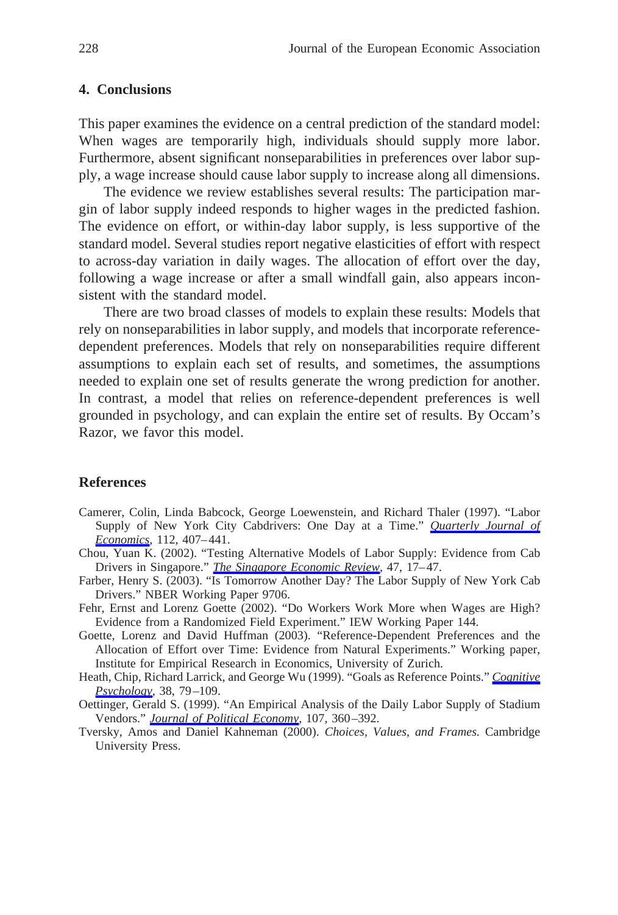## 4. Conclusions

This paper examines the evidence on a central prediction of the standard model: When wages are temporarily high, individuals should supply more labor. Furthermore, absent significant nonseparabilities in preferences over labor supply, a wage increase should cause labor supply to increase along all dimensions.

The evidence we review establishes several results: The participation margin of labor supply indeed responds to higher wages in the predicted fashion. The evidence on effort, or within-day labor supply, is less supportive of the standard model. Several studies report negative elasticities of effort with respect to across-day variation in daily wages. The allocation of effort over the day, following a wage increase or after a small windfall gain, also appears inconsistent with the standard model.

There are two broad classes of models to explain these results: Models that rely on nonseparabilities in labor supply, and models that incorporate reference-dependent preferences. Models that rely on nonseparabilities require different assumptions to explain each set of results, and sometimes, the assumptions needed to explain one set of results generate the wrong prediction for another. In contrast, a model that relies on reference-dependent preferences is well grounded in psychology, and can explain the entire set of results. By Occam's Razor, we favor this model.

## References

Camerer, Colin, Linda Babcock, George Loewenstein, and Richard Thaler (1997). "Labor Supply of New York City Cabdrivers: One Day at a Time." *Quarterly Journal of Economics*, 112, 407–441.

Chou, Yuan K. (2002). "Testing Alternative Models of Labor Supply: Evidence from Cab Drivers in Singapore." *The Singapore Economic Review*, 47, 17–47.

Farber, Henry S. (2003). "Is Tomorrow Another Day? The Labor Supply of New York Cab Drivers." NBER Working Paper 9706.

Fehr, Ernst and Lorenz Goette (2002). "Do Workers Work More when Wages are High? Evidence from a Randomized Field Experiment." IEW Working Paper 144.

Goette, Lorenz and David Huffman (2003). "Reference-Dependent Preferences and the Allocation of Effort over Time: Evidence from Natural Experiments." Working paper, Institute for Empirical Research in Economics, University of Zurich.

Heath, Chip, Richard Larrick, and George Wu (1999). "Goals as Reference Points." *Cognitive Psychology*, 38, 79–109.

Oettinger, Gerald S. (1999). "An Empirical Analysis of the Daily Labor Supply of Stadium Vendors." *Journal of Political Economy*, 107, 360–392.

Tversky, Amos and Daniel Kahneman (2000). *Choices, Values, and Frames.* Cambridge University Press.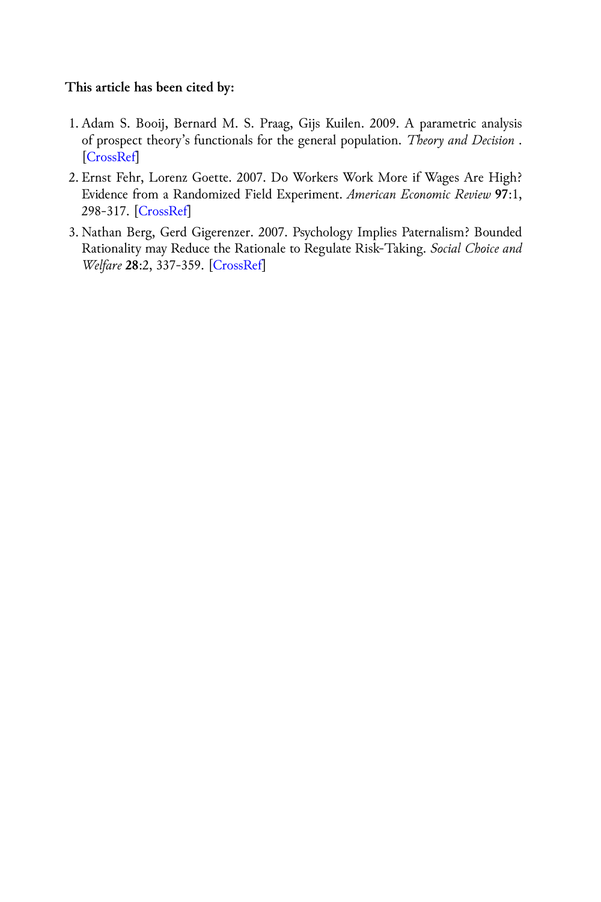**This article has been cited by:**

1. Adam S. Booij, Bernard M. S. Praag, Gijs Kuilen. 2009. A parametric analysis of prospect theory's functionals for the general population. *Theory and Decision* . [CrossRef]
2. Ernst Fehr, Lorenz Goette. 2007. Do Workers Work More if Wages Are High? Evidence from a Randomized Field Experiment. *American Economic Review* **97**:1, 298-317. [CrossRef]
3. Nathan Berg, Gerd Gigerenzer. 2007. Psychology Implies Paternalism? Bounded Rationality may Reduce the Rationale to Regulate Risk-Taking. *Social Choice and Welfare* **28**:2, 337-359. [CrossRef]